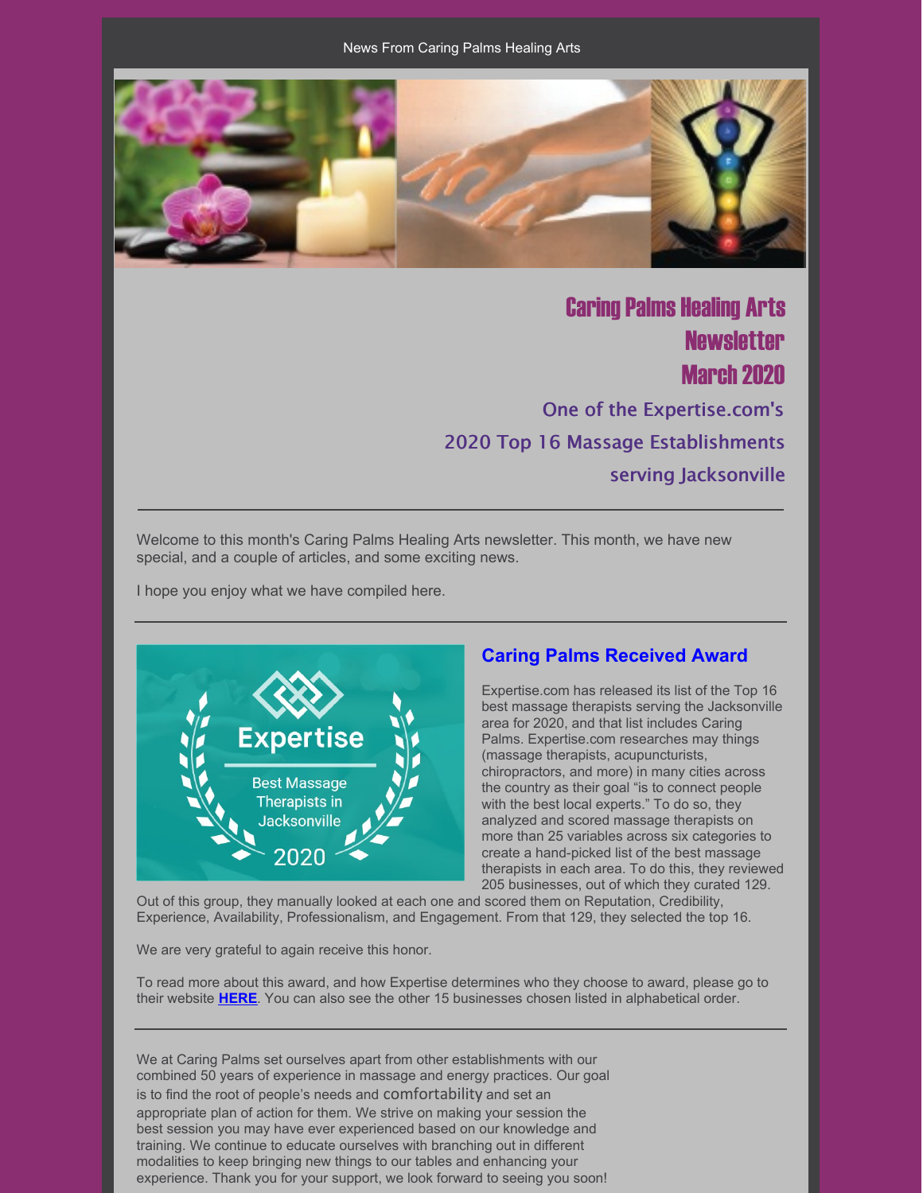News From Caring Palms Healing Arts

# Caring Palms Healing Arts Newsletter March 2020

### One of the Expertise.com's 2020 Top 16 Massage Establishments serving Jacksonville

---

Welcome to this month's Caring Palms Healing Arts newsletter. This month, we have new special, and a couple of articles, and some exciting news.

I hope you enjoy what we have compiled here.

---

## Caring Palms Received Award

Expertise.com has released its list of the Top 16 best massage therapists serving the Jacksonville area for 2020, and that list includes Caring Palms. Expertise.com researches may things (massage therapists, acupuncturists, chiropractors, and more) in many cities across the country as their goal "is to connect people with the best local experts." To do so, they analyzed and scored massage therapists on more than 25 variables across six categories to create a hand-picked list of the best massage therapists in each area. To do this, they reviewed 205 businesses, out of which they curated 129. Out of this group, they manually looked at each one and scored them on Reputation, Credibility, Experience, Availability, Professionalism, and Engagement. From that 129, they selected the top 16.

We are very grateful to again receive this honor.

To read more about this award, and how Expertise determines who they choose to award, please go to their website **HERE**. You can also see the other 15 businesses chosen listed in alphabetical order.

---

We at Caring Palms set ourselves apart from other establishments with our combined 50 years of experience in massage and energy practices. Our goal is to find the root of people's needs and comfortability and set an appropriate plan of action for them. We strive on making your session the best session you may have ever experienced based on our knowledge and training. We continue to educate ourselves with branching out in different modalities to keep bringing new things to our tables and enhancing your experience. Thank you for your support, we look forward to seeing you soon!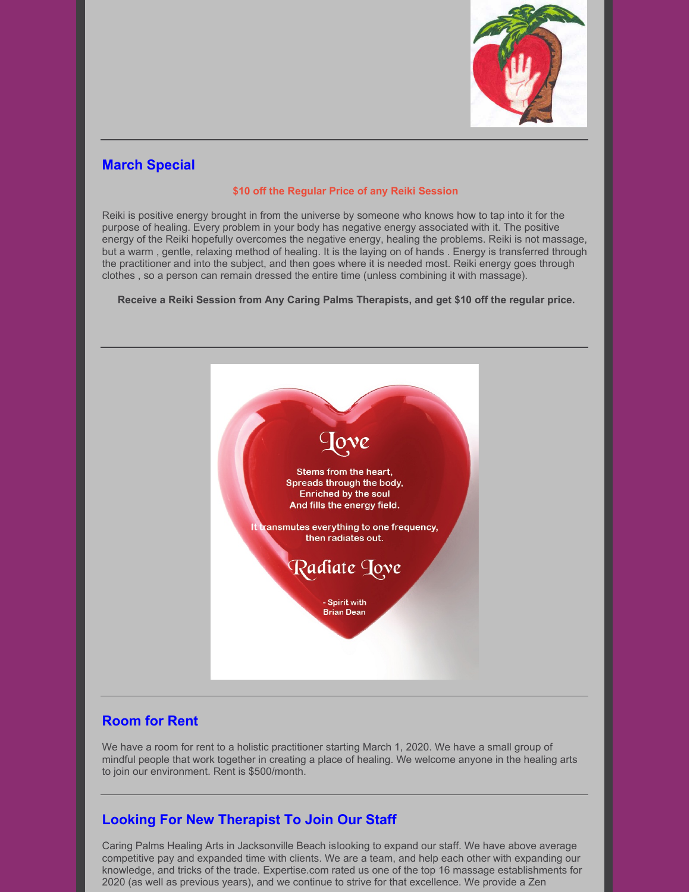## March Special

**$10 off the Regular Price of any Reiki Session**

Reiki is positive energy brought in from the universe by someone who knows how to tap into it for the purpose of healing. Every problem in your body has negative energy associated with it. The positive energy of the Reiki hopefully overcomes the negative energy, healing the problems. Reiki is not massage, but a warm , gentle, relaxing method of healing. It is the laying on of hands . Energy is transferred through the practitioner and into the subject, and then goes where it is needed most. Reiki energy goes through clothes , so a person can remain dressed the entire time (unless combining it with massage).

**Receive a Reiki Session from Any Caring Palms Therapists, and get $10 off the regular price.**

Love

Stems from the heart,
Spreads through the body,
Enriched by the soul
And fills the energy field.

It transmutes everything to one frequency,
then radiates out.

Radiate Love

- Spirit with
Brian Dean

## Room for Rent

We have a room for rent to a holistic practitioner starting March 1, 2020. We have a small group of mindful people that work together in creating a place of healing. We welcome anyone in the healing arts to join our environment. Rent is $500/month.

## Looking For New Therapist To Join Our Staff

Caring Palms Healing Arts in Jacksonville Beach islooking to expand our staff. We have above average competitive pay and expanded time with clients. We are a team, and help each other with expanding our knowledge, and tricks of the trade. Expertise.com rated us one of the top 16 massage establishments for 2020 (as well as previous years), and we continue to strive for that excellence. We provide a Zen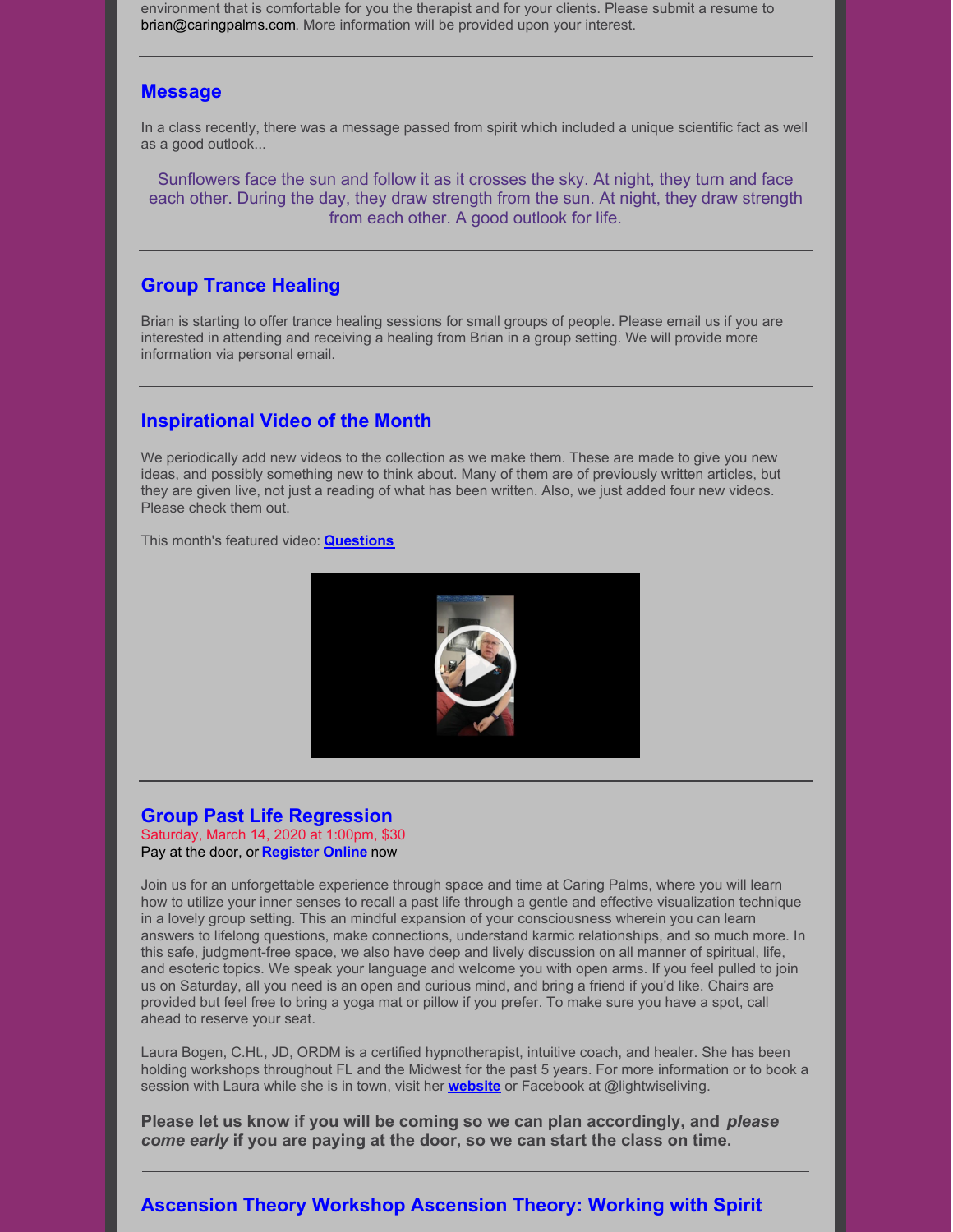environment that is comfortable for you the therapist and for your clients. Please submit a resume to brian@caringpalms.com. More information will be provided upon your interest.

---

## Message

In a class recently, there was a message passed from spirit which included a unique scientific fact as well as a good outlook...

> Sunflowers face the sun and follow it as it crosses the sky. At night, they turn and face each other. During the day, they draw strength from the sun. At night, they draw strength from each other. A good outlook for life.

---

## Group Trance Healing

Brian is starting to offer trance healing sessions for small groups of people. Please email us if you are interested in attending and receiving a healing from Brian in a group setting. We will provide more information via personal email.

---

## Inspirational Video of the Month

We periodically add new videos to the collection as we make them. These are made to give you new ideas, and possibly something new to think about. Many of them are of previously written articles, but they are given live, not just a reading of what has been written. Also, we just added four new videos. Please check them out.

This month's featured video: **Questions**

---

## Group Past Life Regression

Saturday, March 14, 2020 at 1:00pm, $30

Pay at the door, or **Register Online** now

Join us for an unforgettable experience through space and time at Caring Palms, where you will learn how to utilize your inner senses to recall a past life through a gentle and effective visualization technique in a lovely group setting. This an mindful expansion of your consciousness wherein you can learn answers to lifelong questions, make connections, understand karmic relationships, and so much more. In this safe, judgment-free space, we also have deep and lively discussion on all manner of spiritual, life, and esoteric topics. We speak your language and welcome you with open arms. If you feel pulled to join us on Saturday, all you need is an open and curious mind, and bring a friend if you'd like. Chairs are provided but feel free to bring a yoga mat or pillow if you prefer. To make sure you have a spot, call ahead to reserve your seat.

Laura Bogen, C.Ht., JD, ORDM is a certified hypnotherapist, intuitive coach, and healer. She has been holding workshops throughout FL and the Midwest for the past 5 years. For more information or to book a session with Laura while she is in town, visit her **website** or Facebook at @lightwiseliving.

**Please let us know if you will be coming so we can plan accordingly, and *please come early* if you are paying at the door, so we can start the class on time.**

---

## Ascension Theory Workshop Ascension Theory: Working with Spirit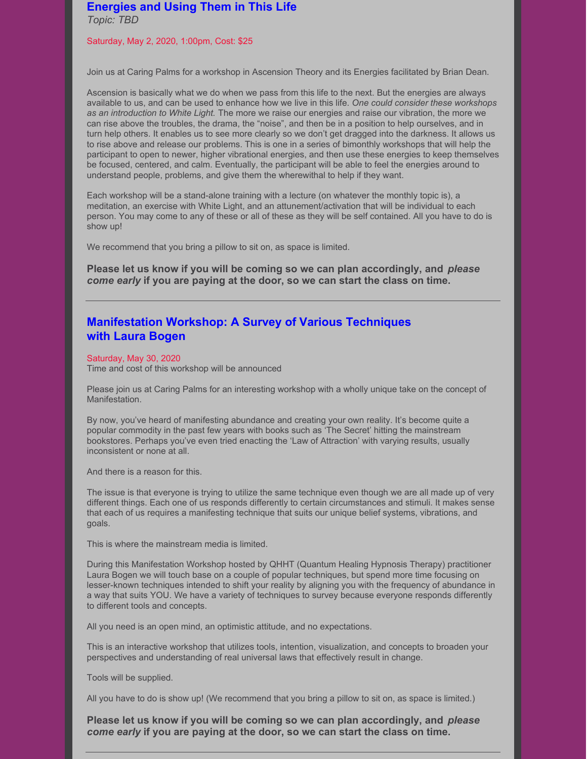## Energies and Using Them in This Life

*Topic: TBD*

Saturday, May 2, 2020, 1:00pm, Cost: $25

Join us at Caring Palms for a workshop in Ascension Theory and its Energies facilitated by Brian Dean.

Ascension is basically what we do when we pass from this life to the next. But the energies are always available to us, and can be used to enhance how we live in this life. *One could consider these workshops as an introduction to White Light.* The more we raise our energies and raise our vibration, the more we can rise above the troubles, the drama, the "noise", and then be in a position to help ourselves, and in turn help others. It enables us to see more clearly so we don't get dragged into the darkness. It allows us to rise above and release our problems. This is one in a series of bimonthly workshops that will help the participant to open to newer, higher vibrational energies, and then use these energies to keep themselves be focused, centered, and calm. Eventually, the participant will be able to feel the energies around to understand people, problems, and give them the wherewithal to help if they want.

Each workshop will be a stand-alone training with a lecture (on whatever the monthly topic is), a meditation, an exercise with White Light, and an attunement/activation that will be individual to each person. You may come to any of these or all of these as they will be self contained. All you have to do is show up!

We recommend that you bring a pillow to sit on, as space is limited.

**Please let us know if you will be coming so we can plan accordingly, and *please come early* if you are paying at the door, so we can start the class on time.**

---

## Manifestation Workshop: A Survey of Various Techniques with Laura Bogen

Saturday, May 30, 2020

Time and cost of this workshop will be announced

Please join us at Caring Palms for an interesting workshop with a wholly unique take on the concept of Manifestation.

By now, you've heard of manifesting abundance and creating your own reality. It's become quite a popular commodity in the past few years with books such as 'The Secret' hitting the mainstream bookstores. Perhaps you've even tried enacting the 'Law of Attraction' with varying results, usually inconsistent or none at all.

And there is a reason for this.

The issue is that everyone is trying to utilize the same technique even though we are all made up of very different things. Each one of us responds differently to certain circumstances and stimuli. It makes sense that each of us requires a manifesting technique that suits our unique belief systems, vibrations, and goals.

This is where the mainstream media is limited.

During this Manifestation Workshop hosted by QHHT (Quantum Healing Hypnosis Therapy) practitioner Laura Bogen we will touch base on a couple of popular techniques, but spend more time focusing on lesser-known techniques intended to shift your reality by aligning you with the frequency of abundance in a way that suits YOU. We have a variety of techniques to survey because everyone responds differently to different tools and concepts.

All you need is an open mind, an optimistic attitude, and no expectations.

This is an interactive workshop that utilizes tools, intention, visualization, and concepts to broaden your perspectives and understanding of real universal laws that effectively result in change.

Tools will be supplied.

All you have to do is show up! (We recommend that you bring a pillow to sit on, as space is limited.)

**Please let us know if you will be coming so we can plan accordingly, and *please come early* if you are paying at the door, so we can start the class on time.**

---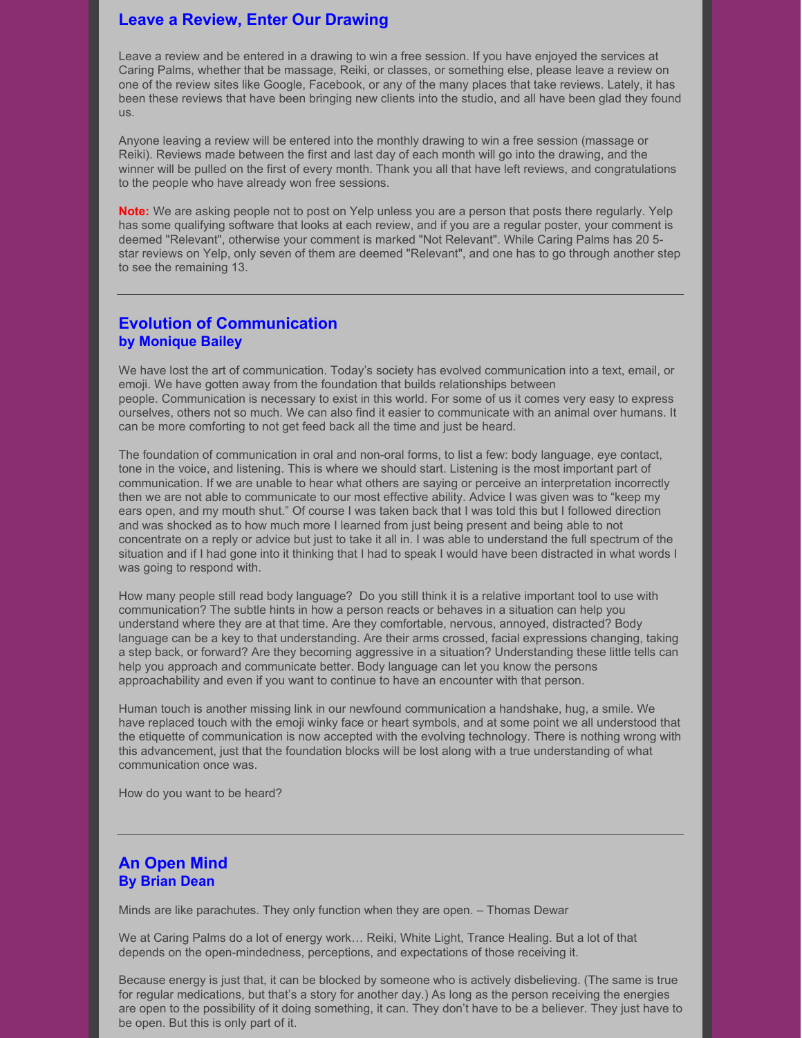## Leave a Review, Enter Our Drawing

Leave a review and be entered in a drawing to win a free session. If you have enjoyed the services at Caring Palms, whether that be massage, Reiki, or classes, or something else, please leave a review on one of the review sites like Google, Facebook, or any of the many places that take reviews. Lately, it has been these reviews that have been bringing new clients into the studio, and all have been glad they found us.

Anyone leaving a review will be entered into the monthly drawing to win a free session (massage or Reiki). Reviews made between the first and last day of each month will go into the drawing, and the winner will be pulled on the first of every month. Thank you all that have left reviews, and congratulations to the people who have already won free sessions.

**Note:** We are asking people not to post on Yelp unless you are a person that posts there regularly. Yelp has some qualifying software that looks at each review, and if you are a regular poster, your comment is deemed "Relevant", otherwise your comment is marked "Not Relevant". While Caring Palms has 20 5-star reviews on Yelp, only seven of them are deemed "Relevant", and one has to go through another step to see the remaining 13.

---

## Evolution of Communication
### by Monique Bailey

We have lost the art of communication. Today's society has evolved communication into a text, email, or emoji. We have gotten away from the foundation that builds relationships between people. Communication is necessary to exist in this world. For some of us it comes very easy to express ourselves, others not so much. We can also find it easier to communicate with an animal over humans. It can be more comforting to not get feed back all the time and just be heard.

The foundation of communication in oral and non-oral forms, to list a few: body language, eye contact, tone in the voice, and listening. This is where we should start. Listening is the most important part of communication. If we are unable to hear what others are saying or perceive an interpretation incorrectly then we are not able to communicate to our most effective ability. Advice I was given was to "keep my ears open, and my mouth shut." Of course I was taken back that I was told this but I followed direction and was shocked as to how much more I learned from just being present and being able to not concentrate on a reply or advice but just to take it all in. I was able to understand the full spectrum of the situation and if I had gone into it thinking that I had to speak I would have been distracted in what words I was going to respond with.

How many people still read body language? Do you still think it is a relative important tool to use with communication? The subtle hints in how a person reacts or behaves in a situation can help you understand where they are at that time. Are they comfortable, nervous, annoyed, distracted? Body language can be a key to that understanding. Are their arms crossed, facial expressions changing, taking a step back, or forward? Are they becoming aggressive in a situation? Understanding these little tells can help you approach and communicate better. Body language can let you know the persons approachability and even if you want to continue to have an encounter with that person.

Human touch is another missing link in our newfound communication a handshake, hug, a smile. We have replaced touch with the emoji winky face or heart symbols, and at some point we all understood that the etiquette of communication is now accepted with the evolving technology. There is nothing wrong with this advancement, just that the foundation blocks will be lost along with a true understanding of what communication once was.

How do you want to be heard?

---

## An Open Mind
### By Brian Dean

Minds are like parachutes. They only function when they are open. – Thomas Dewar

We at Caring Palms do a lot of energy work… Reiki, White Light, Trance Healing. But a lot of that depends on the open-mindedness, perceptions, and expectations of those receiving it.

Because energy is just that, it can be blocked by someone who is actively disbelieving. (The same is true for regular medications, but that's a story for another day.) As long as the person receiving the energies are open to the possibility of it doing something, it can. They don't have to be a believer. They just have to be open. But this is only part of it.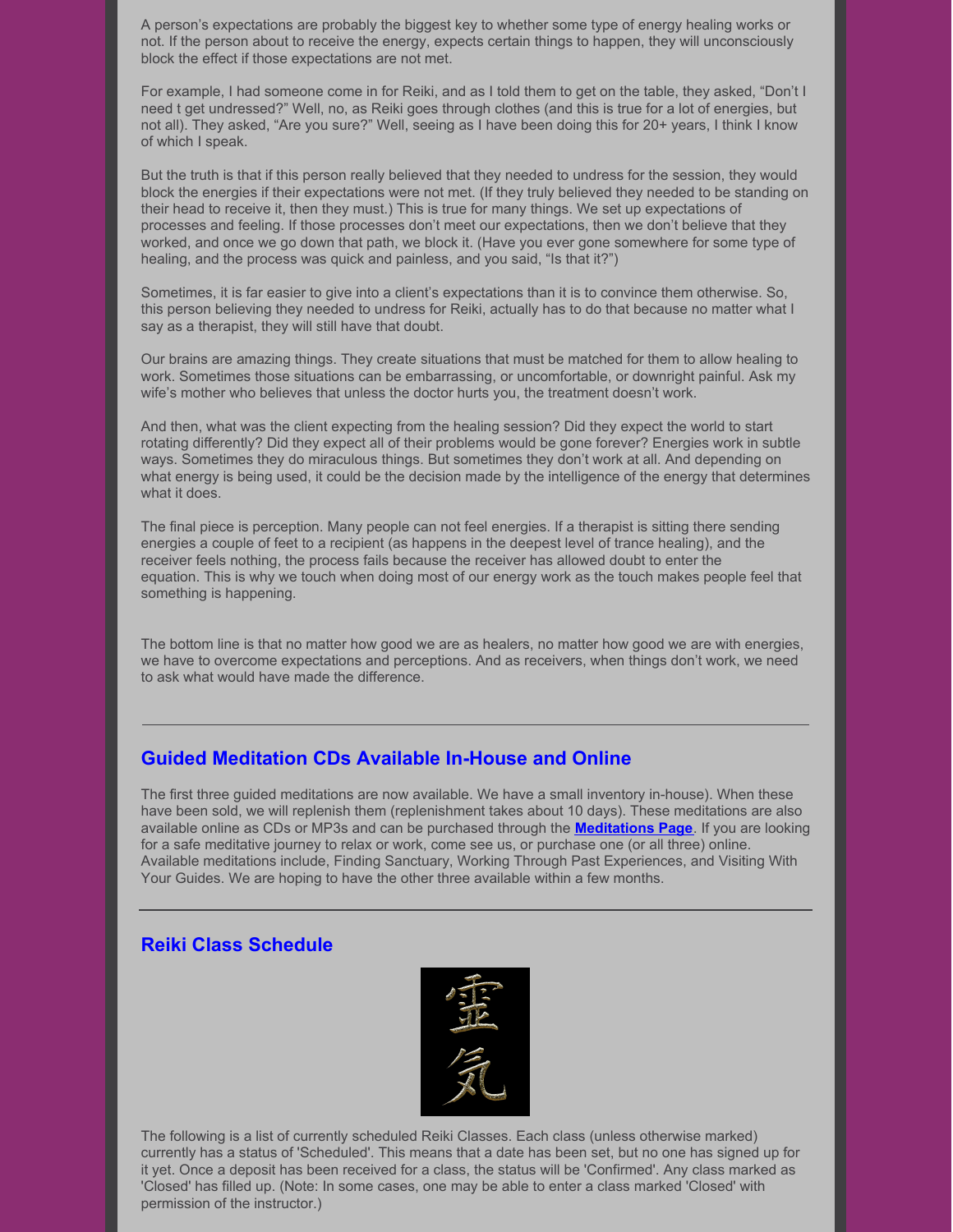A person's expectations are probably the biggest key to whether some type of energy healing works or not. If the person about to receive the energy, expects certain things to happen, they will unconsciously block the effect if those expectations are not met.

For example, I had someone come in for Reiki, and as I told them to get on the table, they asked, "Don't I need t get undressed?" Well, no, as Reiki goes through clothes (and this is true for a lot of energies, but not all). They asked, "Are you sure?" Well, seeing as I have been doing this for 20+ years, I think I know of which I speak.

But the truth is that if this person really believed that they needed to undress for the session, they would block the energies if their expectations were not met. (If they truly believed they needed to be standing on their head to receive it, then they must.) This is true for many things. We set up expectations of processes and feeling. If those processes don't meet our expectations, then we don't believe that they worked, and once we go down that path, we block it. (Have you ever gone somewhere for some type of healing, and the process was quick and painless, and you said, "Is that it?")

Sometimes, it is far easier to give into a client's expectations than it is to convince them otherwise. So, this person believing they needed to undress for Reiki, actually has to do that because no matter what I say as a therapist, they will still have that doubt.

Our brains are amazing things. They create situations that must be matched for them to allow healing to work. Sometimes those situations can be embarrassing, or uncomfortable, or downright painful. Ask my wife's mother who believes that unless the doctor hurts you, the treatment doesn't work.

And then, what was the client expecting from the healing session? Did they expect the world to start rotating differently? Did they expect all of their problems would be gone forever? Energies work in subtle ways. Sometimes they do miraculous things. But sometimes they don't work at all. And depending on what energy is being used, it could be the decision made by the intelligence of the energy that determines what it does.

The final piece is perception. Many people can not feel energies. If a therapist is sitting there sending energies a couple of feet to a recipient (as happens in the deepest level of trance healing), and the receiver feels nothing, the process fails because the receiver has allowed doubt to enter the equation. This is why we touch when doing most of our energy work as the touch makes people feel that something is happening.

The bottom line is that no matter how good we are as healers, no matter how good we are with energies, we have to overcome expectations and perceptions. And as receivers, when things don't work, we need to ask what would have made the difference.

---

## Guided Meditation CDs Available In-House and Online

The first three guided meditations are now available. We have a small inventory in-house). When these have been sold, we will replenish them (replenishment takes about 10 days). These meditations are also available online as CDs or MP3s and can be purchased through the **Meditations Page**. If you are looking for a safe meditative journey to relax or work, come see us, or purchase one (or all three) online. Available meditations include, Finding Sanctuary, Working Through Past Experiences, and Visiting With Your Guides. We are hoping to have the other three available within a few months.

---

## Reiki Class Schedule

霊気

The following is a list of currently scheduled Reiki Classes. Each class (unless otherwise marked) currently has a status of 'Scheduled'. This means that a date has been set, but no one has signed up for it yet. Once a deposit has been received for a class, the status will be 'Confirmed'. Any class marked as 'Closed' has filled up. (Note: In some cases, one may be able to enter a class marked 'Closed' with permission of the instructor.)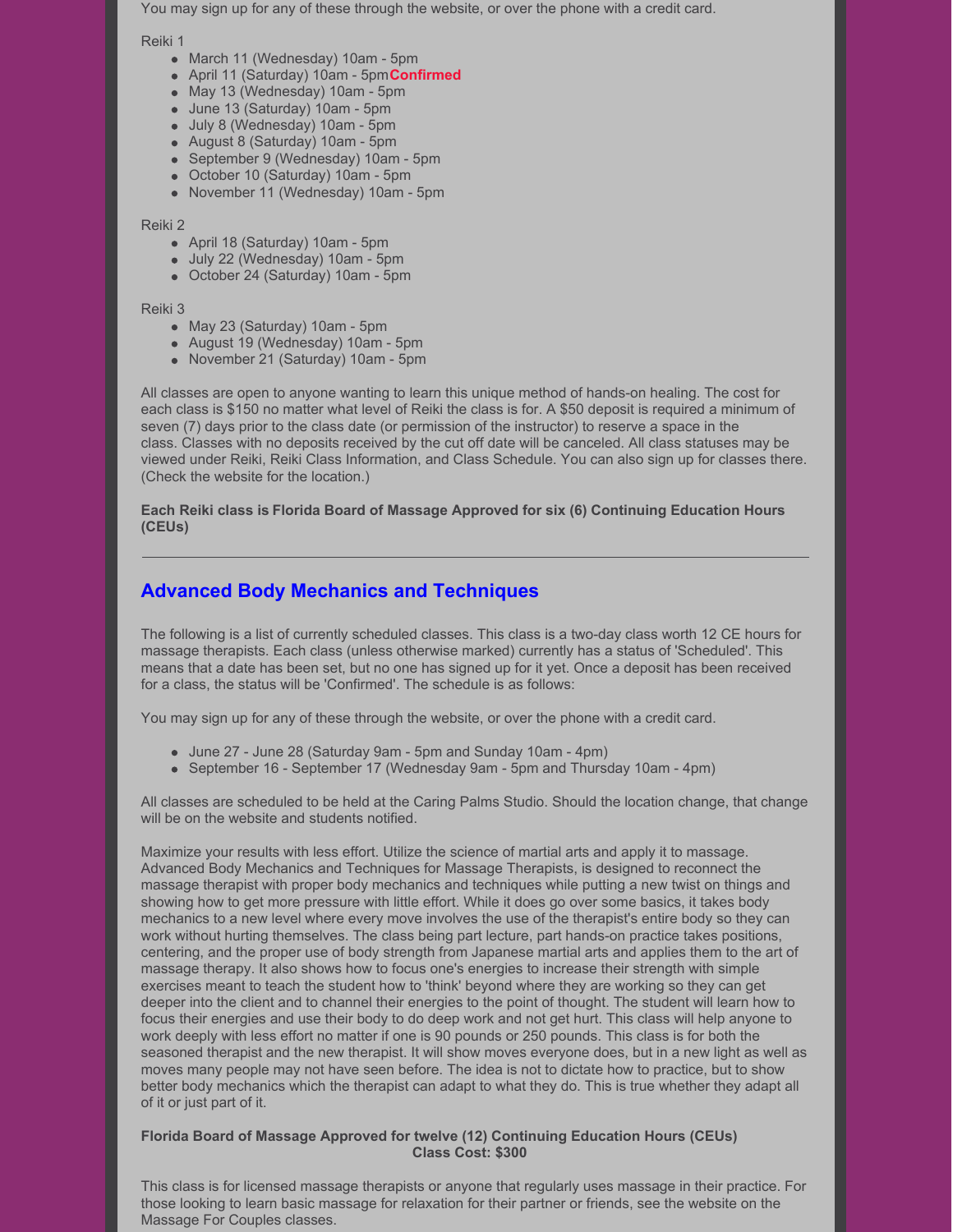You may sign up for any of these through the website, or over the phone with a credit card.

Reiki 1

- March 11 (Wednesday) 10am - 5pm
- April 11 (Saturday) 10am - 5pm **Confirmed**
- May 13 (Wednesday) 10am - 5pm
- June 13 (Saturday) 10am - 5pm
- July 8 (Wednesday) 10am - 5pm
- August 8 (Saturday) 10am - 5pm
- September 9 (Wednesday) 10am - 5pm
- October 10 (Saturday) 10am - 5pm
- November 11 (Wednesday) 10am - 5pm

Reiki 2

- April 18 (Saturday) 10am - 5pm
- July 22 (Wednesday) 10am - 5pm
- October 24 (Saturday) 10am - 5pm

Reiki 3

- May 23 (Saturday) 10am - 5pm
- August 19 (Wednesday) 10am - 5pm
- November 21 (Saturday) 10am - 5pm

All classes are open to anyone wanting to learn this unique method of hands-on healing. The cost for each class is $150 no matter what level of Reiki the class is for. A $50 deposit is required a minimum of seven (7) days prior to the class date (or permission of the instructor) to reserve a space in the class. Classes with no deposits received by the cut off date will be canceled. All class statuses may be viewed under Reiki, Reiki Class Information, and Class Schedule. You can also sign up for classes there. (Check the website for the location.)

**Each Reiki class is Florida Board of Massage Approved for six (6) Continuing Education Hours (CEUs)**

---

## Advanced Body Mechanics and Techniques

The following is a list of currently scheduled classes. This class is a two-day class worth 12 CE hours for massage therapists. Each class (unless otherwise marked) currently has a status of 'Scheduled'. This means that a date has been set, but no one has signed up for it yet. Once a deposit has been received for a class, the status will be 'Confirmed'. The schedule is as follows:

You may sign up for any of these through the website, or over the phone with a credit card.

- June 27 - June 28 (Saturday 9am - 5pm and Sunday 10am - 4pm)
- September 16 - September 17 (Wednesday 9am - 5pm and Thursday 10am - 4pm)

All classes are scheduled to be held at the Caring Palms Studio. Should the location change, that change will be on the website and students notified.

Maximize your results with less effort. Utilize the science of martial arts and apply it to massage. Advanced Body Mechanics and Techniques for Massage Therapists, is designed to reconnect the massage therapist with proper body mechanics and techniques while putting a new twist on things and showing how to get more pressure with little effort. While it does go over some basics, it takes body mechanics to a new level where every move involves the use of the therapist's entire body so they can work without hurting themselves. The class being part lecture, part hands-on practice takes positions, centering, and the proper use of body strength from Japanese martial arts and applies them to the art of massage therapy. It also shows how to focus one's energies to increase their strength with simple exercises meant to teach the student how to 'think' beyond where they are working so they can get deeper into the client and to channel their energies to the point of thought. The student will learn how to focus their energies and use their body to do deep work and not get hurt. This class will help anyone to work deeply with less effort no matter if one is 90 pounds or 250 pounds. This class is for both the seasoned therapist and the new therapist. It will show moves everyone does, but in a new light as well as moves many people may not have seen before. The idea is not to dictate how to practice, but to show better body mechanics which the therapist can adapt to what they do. This is true whether they adapt all of it or just part of it.

**Florida Board of Massage Approved for twelve (12) Continuing Education Hours (CEUs)**
**Class Cost: $300**

This class is for licensed massage therapists or anyone that regularly uses massage in their practice. For those looking to learn basic massage for relaxation for their partner or friends, see the website on the Massage For Couples classes.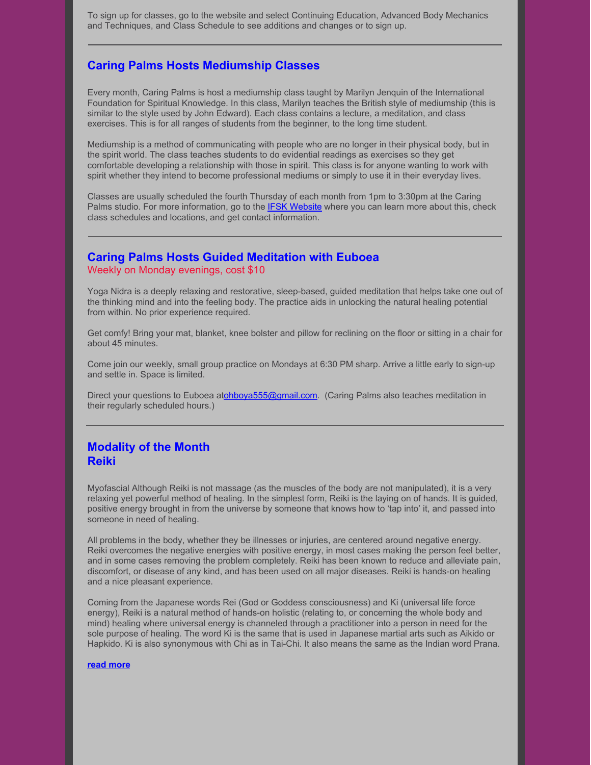To sign up for classes, go to the website and select Continuing Education, Advanced Body Mechanics and Techniques, and Class Schedule to see additions and changes or to sign up.

---

## Caring Palms Hosts Mediumship Classes

Every month, Caring Palms is host a mediumship class taught by Marilyn Jenquin of the International Foundation for Spiritual Knowledge. In this class, Marilyn teaches the British style of mediumship (this is similar to the style used by John Edward). Each class contains a lecture, a meditation, and class exercises. This is for all ranges of students from the beginner, to the long time student.

Mediumship is a method of communicating with people who are no longer in their physical body, but in the spirit world. The class teaches students to do evidential readings as exercises so they get comfortable developing a relationship with those in spirit. This class is for anyone wanting to work with spirit whether they intend to become professional mediums or simply to use it in their everyday lives.

Classes are usually scheduled the fourth Thursday of each month from 1pm to 3:30pm at the Caring Palms studio. For more information, go to the IFSK Website where you can learn more about this, check class schedules and locations, and get contact information.

---

## Caring Palms Hosts Guided Meditation with Euboea

Weekly on Monday evenings, cost $10

Yoga Nidra is a deeply relaxing and restorative, sleep-based, guided meditation that helps take one out of the thinking mind and into the feeling body. The practice aids in unlocking the natural healing potential from within. No prior experience required.

Get comfy! Bring your mat, blanket, knee bolster and pillow for reclining on the floor or sitting in a chair for about 45 minutes.

Come join our weekly, small group practice on Mondays at 6:30 PM sharp. Arrive a little early to sign-up and settle in. Space is limited.

Direct your questions to Euboea atohboya555@gmail.com. (Caring Palms also teaches meditation in their regularly scheduled hours.)

---

## Modality of the Month
## Reiki

Myofascial Although Reiki is not massage (as the muscles of the body are not manipulated), it is a very relaxing yet powerful method of healing. In the simplest form, Reiki is the laying on of hands. It is guided, positive energy brought in from the universe by someone that knows how to 'tap into' it, and passed into someone in need of healing.

All problems in the body, whether they be illnesses or injuries, are centered around negative energy. Reiki overcomes the negative energies with positive energy, in most cases making the person feel better, and in some cases removing the problem completely. Reiki has been known to reduce and alleviate pain, discomfort, or disease of any kind, and has been used on all major diseases. Reiki is hands-on healing and a nice pleasant experience.

Coming from the Japanese words Rei (God or Goddess consciousness) and Ki (universal life force energy), Reiki is a natural method of hands-on holistic (relating to, or concerning the whole body and mind) healing where universal energy is channeled through a practitioner into a person in need for the sole purpose of healing. The word Ki is the same that is used in Japanese martial arts such as Aikido or Hapkido. Ki is also synonymous with Chi as in Tai-Chi. It also means the same as the Indian word Prana.

**read more**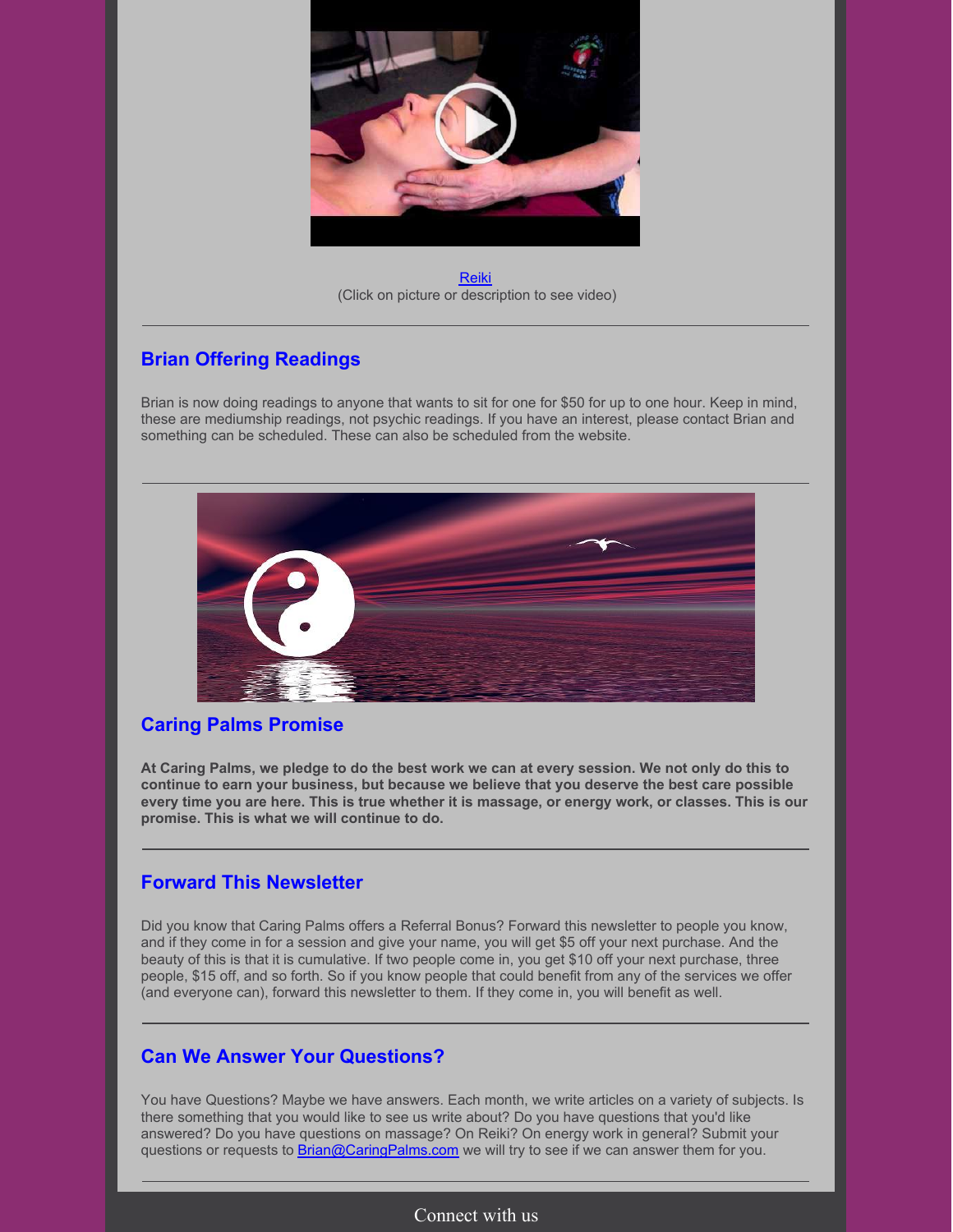Reiki
(Click on picture or description to see video)

---

## Brian Offering Readings

Brian is now doing readings to anyone that wants to sit for one for $50 for up to one hour. Keep in mind, these are mediumship readings, not psychic readings. If you have an interest, please contact Brian and something can be scheduled. These can also be scheduled from the website.

---

## Caring Palms Promise

**At Caring Palms, we pledge to do the best work we can at every session. We not only do this to continue to earn your business, but because we believe that you deserve the best care possible every time you are here. This is true whether it is massage, or energy work, or classes. This is our promise. This is what we will continue to do.**

---

## Forward This Newsletter

Did you know that Caring Palms offers a Referral Bonus? Forward this newsletter to people you know, and if they come in for a session and give your name, you will get $5 off your next purchase. And the beauty of this is that it is cumulative. If two people come in, you get $10 off your next purchase, three people, $15 off, and so forth. So if you know people that could benefit from any of the services we offer (and everyone can), forward this newsletter to them. If they come in, you will benefit as well.

---

## Can We Answer Your Questions?

You have Questions? Maybe we have answers. Each month, we write articles on a variety of subjects. Is there something that you would like to see us write about? Do you have questions that you'd like answered? Do you have questions on massage? On Reiki? On energy work in general? Submit your questions or requests to Brian@CaringPalms.com we will try to see if we can answer them for you.

---

Connect with us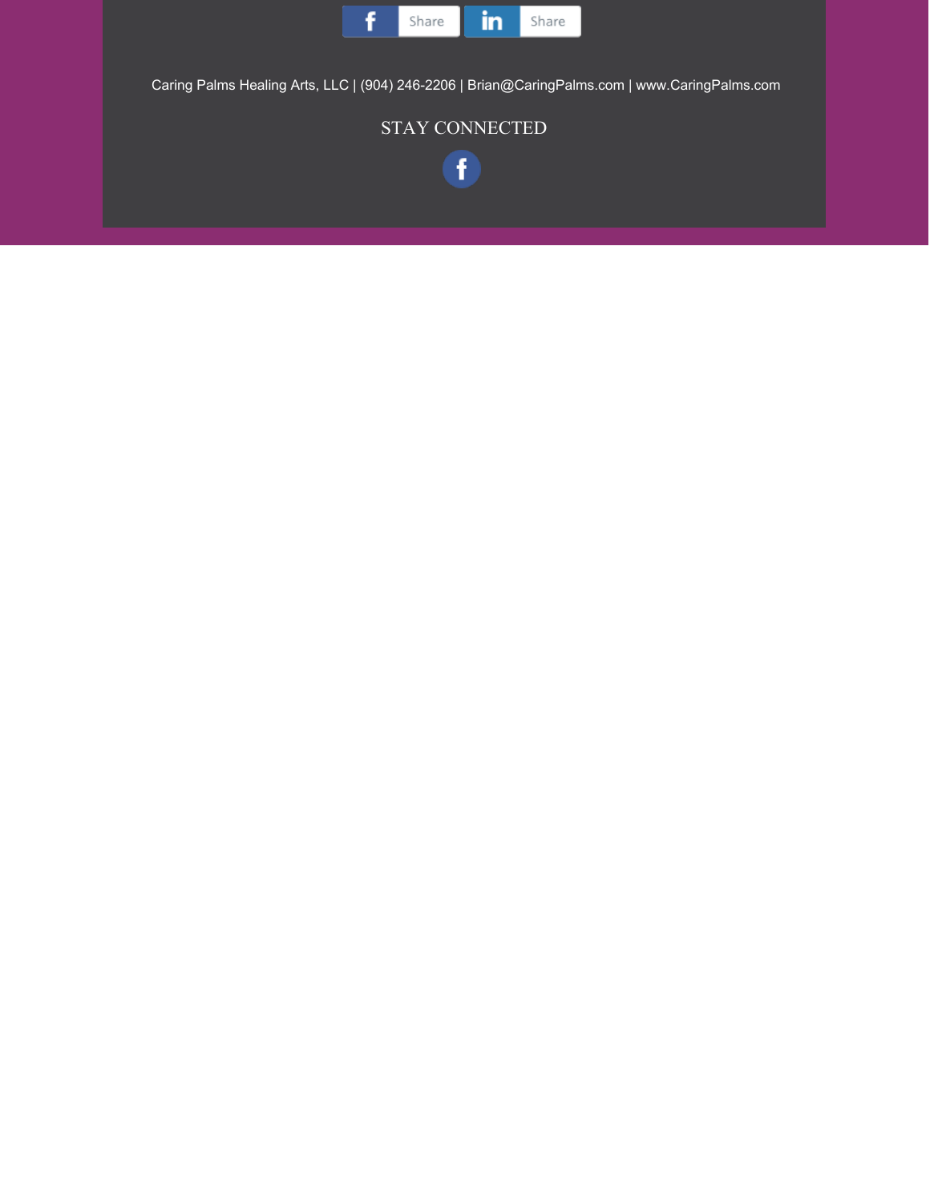Share Share

Caring Palms Healing Arts, LLC | (904) 246-2206 | Brian@CaringPalms.com | www.CaringPalms.com

STAY CONNECTED